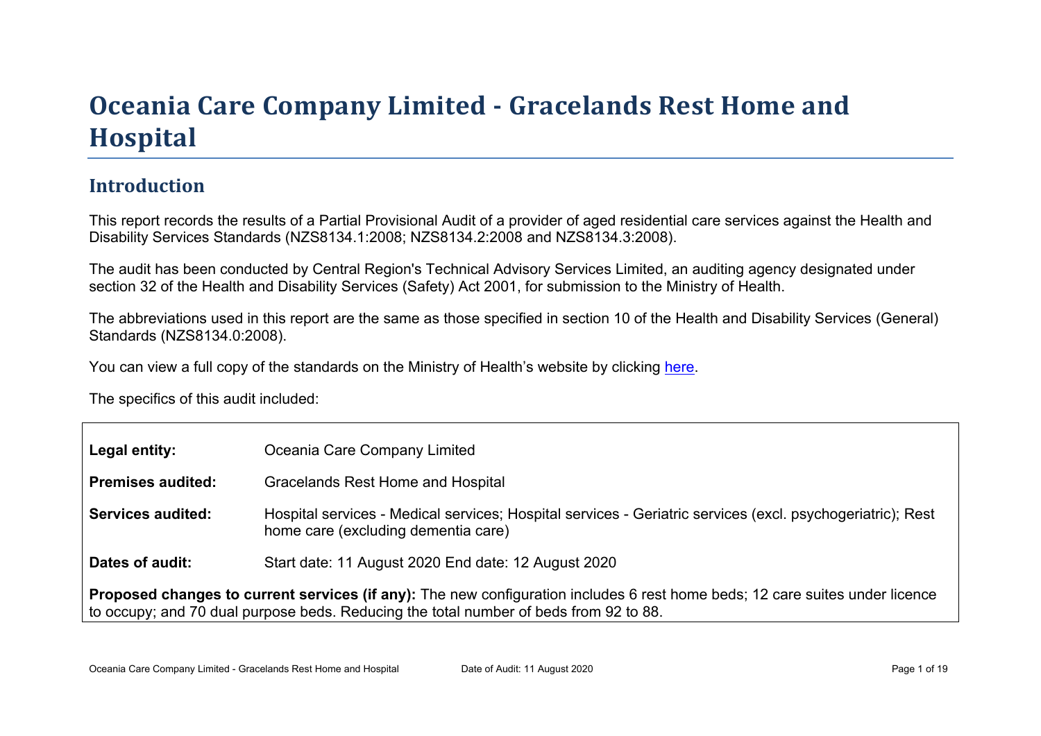# Oceania Care Company Limited - Gracelands Rest Home and Hospital

## Introduction

This report records the results of a Partial Provisional Audit of a provider of aged residential care services against the Health and Disability Services Standards (NZS8134.1:2008; NZS8134.2:2008 and NZS8134.3:2008).

The audit has been conducted by Central Region's Technical Advisory Services Limited, an auditing agency designated under section 32 of the Health and Disability Services (Safety) Act 2001, for submission to the Ministry of Health.

The abbreviations used in this report are the same as those specified in section 10 of the Health and Disability Services (General) Standards (NZS8134.0:2008).

You can view a full copy of the standards on the Ministry of Health's website by clicking here.

The specifics of this audit included:

| | |
|---|---|
| **Legal entity:** | Oceania Care Company Limited |
| **Premises audited:** | Gracelands Rest Home and Hospital |
| **Services audited:** | Hospital services - Medical services; Hospital services - Geriatric services (excl. psychogeriatric); Rest home care (excluding dementia care) |
| **Dates of audit:** | Start date: 11 August 2020 End date: 12 August 2020 |

**Proposed changes to current services (if any):** The new configuration includes 6 rest home beds; 12 care suites under licence to occupy; and 70 dual purpose beds. Reducing the total number of beds from 92 to 88.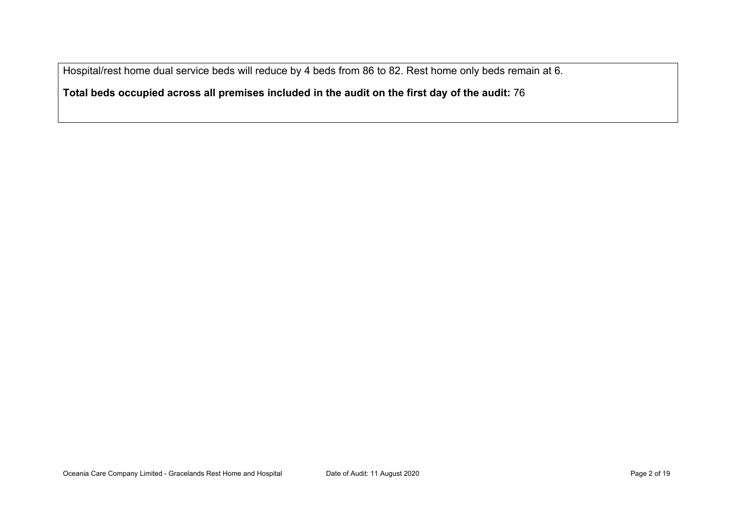Hospital/rest home dual service beds will reduce by 4 beds from 86 to 82. Rest home only beds remain at 6.

**Total beds occupied across all premises included in the audit on the first day of the audit:** 76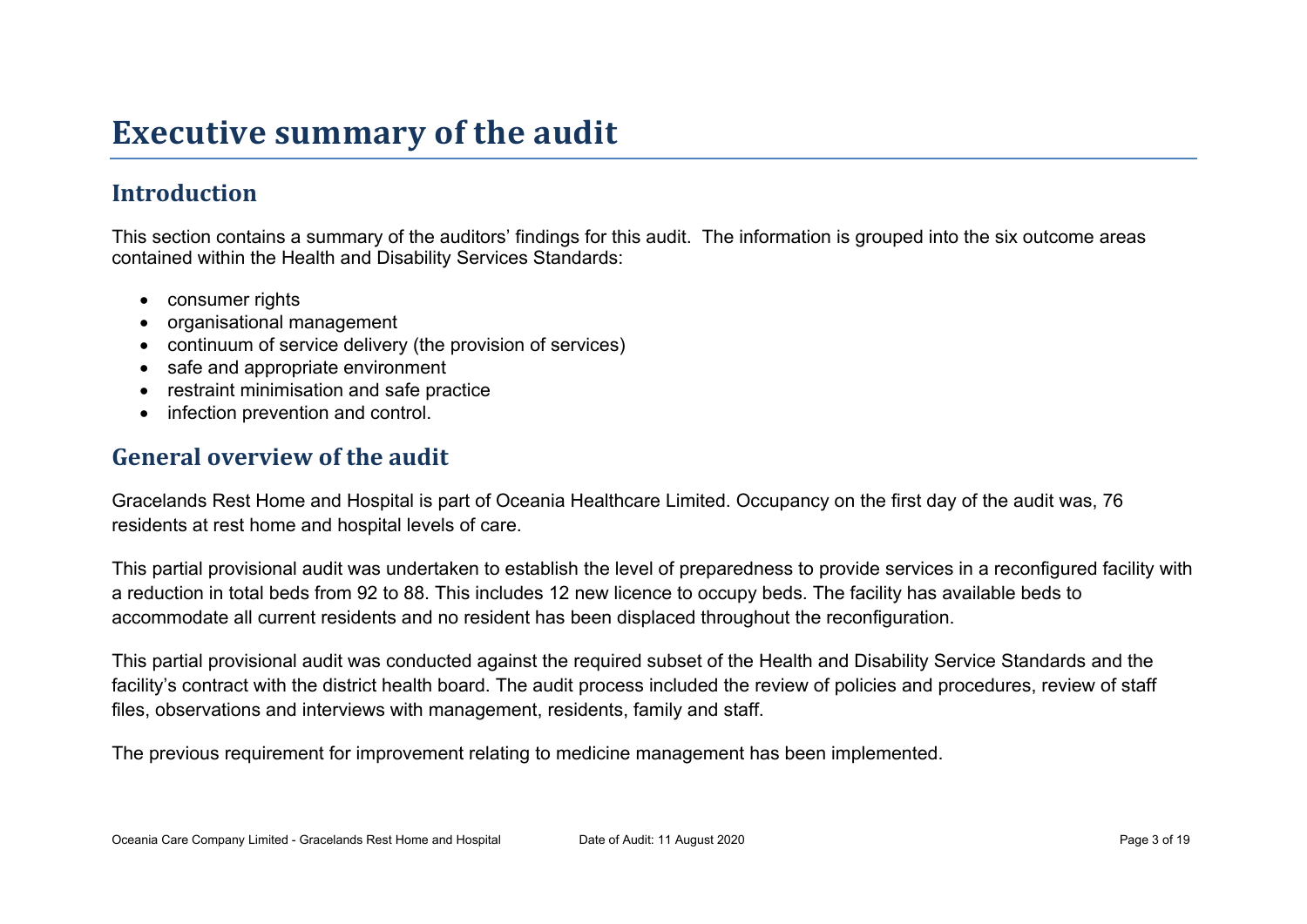# Executive summary of the audit

## Introduction

This section contains a summary of the auditors' findings for this audit. The information is grouped into the six outcome areas contained within the Health and Disability Services Standards:

- consumer rights
- organisational management
- continuum of service delivery (the provision of services)
- safe and appropriate environment
- restraint minimisation and safe practice
- infection prevention and control.

## General overview of the audit

Gracelands Rest Home and Hospital is part of Oceania Healthcare Limited. Occupancy on the first day of the audit was, 76 residents at rest home and hospital levels of care.

This partial provisional audit was undertaken to establish the level of preparedness to provide services in a reconfigured facility with a reduction in total beds from 92 to 88. This includes 12 new licence to occupy beds. The facility has available beds to accommodate all current residents and no resident has been displaced throughout the reconfiguration.

This partial provisional audit was conducted against the required subset of the Health and Disability Service Standards and the facility's contract with the district health board. The audit process included the review of policies and procedures, review of staff files, observations and interviews with management, residents, family and staff.

The previous requirement for improvement relating to medicine management has been implemented.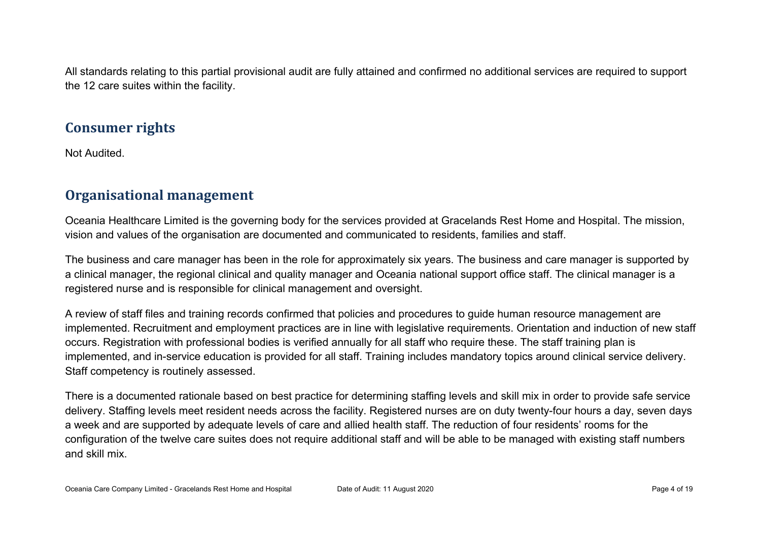All standards relating to this partial provisional audit are fully attained and confirmed no additional services are required to support the 12 care suites within the facility.

## Consumer rights

Not Audited.

## Organisational management

Oceania Healthcare Limited is the governing body for the services provided at Gracelands Rest Home and Hospital. The mission, vision and values of the organisation are documented and communicated to residents, families and staff.

The business and care manager has been in the role for approximately six years. The business and care manager is supported by a clinical manager, the regional clinical and quality manager and Oceania national support office staff. The clinical manager is a registered nurse and is responsible for clinical management and oversight.

A review of staff files and training records confirmed that policies and procedures to guide human resource management are implemented. Recruitment and employment practices are in line with legislative requirements. Orientation and induction of new staff occurs. Registration with professional bodies is verified annually for all staff who require these. The staff training plan is implemented, and in-service education is provided for all staff. Training includes mandatory topics around clinical service delivery. Staff competency is routinely assessed.

There is a documented rationale based on best practice for determining staffing levels and skill mix in order to provide safe service delivery. Staffing levels meet resident needs across the facility. Registered nurses are on duty twenty-four hours a day, seven days a week and are supported by adequate levels of care and allied health staff. The reduction of four residents' rooms for the configuration of the twelve care suites does not require additional staff and will be able to be managed with existing staff numbers and skill mix.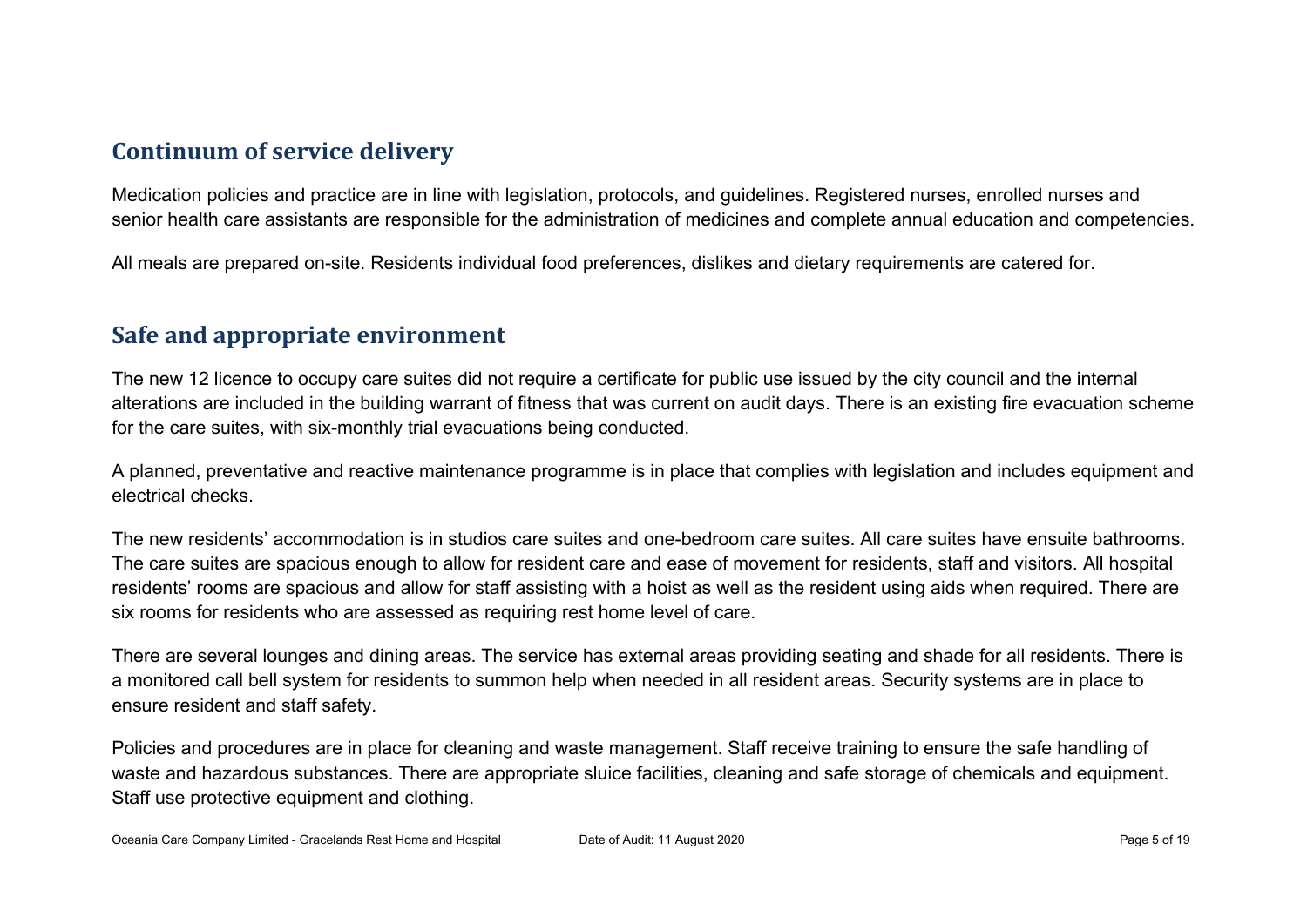## Continuum of service delivery

Medication policies and practice are in line with legislation, protocols, and guidelines. Registered nurses, enrolled nurses and senior health care assistants are responsible for the administration of medicines and complete annual education and competencies.

All meals are prepared on-site. Residents individual food preferences, dislikes and dietary requirements are catered for.

## Safe and appropriate environment

The new 12 licence to occupy care suites did not require a certificate for public use issued by the city council and the internal alterations are included in the building warrant of fitness that was current on audit days. There is an existing fire evacuation scheme for the care suites, with six-monthly trial evacuations being conducted.

A planned, preventative and reactive maintenance programme is in place that complies with legislation and includes equipment and electrical checks.

The new residents' accommodation is in studios care suites and one-bedroom care suites. All care suites have ensuite bathrooms. The care suites are spacious enough to allow for resident care and ease of movement for residents, staff and visitors. All hospital residents' rooms are spacious and allow for staff assisting with a hoist as well as the resident using aids when required. There are six rooms for residents who are assessed as requiring rest home level of care.

There are several lounges and dining areas. The service has external areas providing seating and shade for all residents. There is a monitored call bell system for residents to summon help when needed in all resident areas. Security systems are in place to ensure resident and staff safety.

Policies and procedures are in place for cleaning and waste management. Staff receive training to ensure the safe handling of waste and hazardous substances. There are appropriate sluice facilities, cleaning and safe storage of chemicals and equipment. Staff use protective equipment and clothing.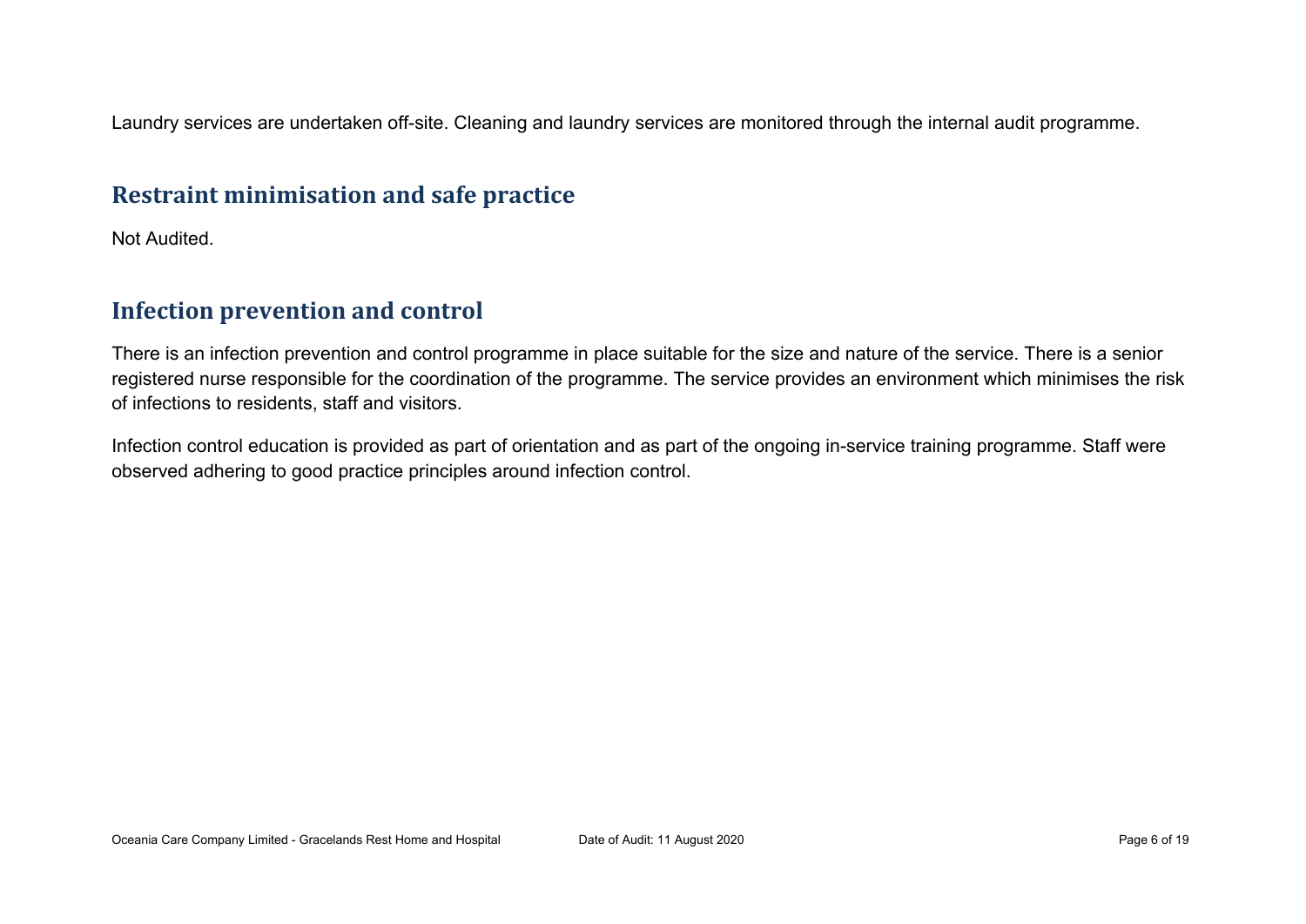Laundry services are undertaken off-site. Cleaning and laundry services are monitored through the internal audit programme.

## Restraint minimisation and safe practice

Not Audited.

## Infection prevention and control

There is an infection prevention and control programme in place suitable for the size and nature of the service. There is a senior registered nurse responsible for the coordination of the programme. The service provides an environment which minimises the risk of infections to residents, staff and visitors.

Infection control education is provided as part of orientation and as part of the ongoing in-service training programme. Staff were observed adhering to good practice principles around infection control.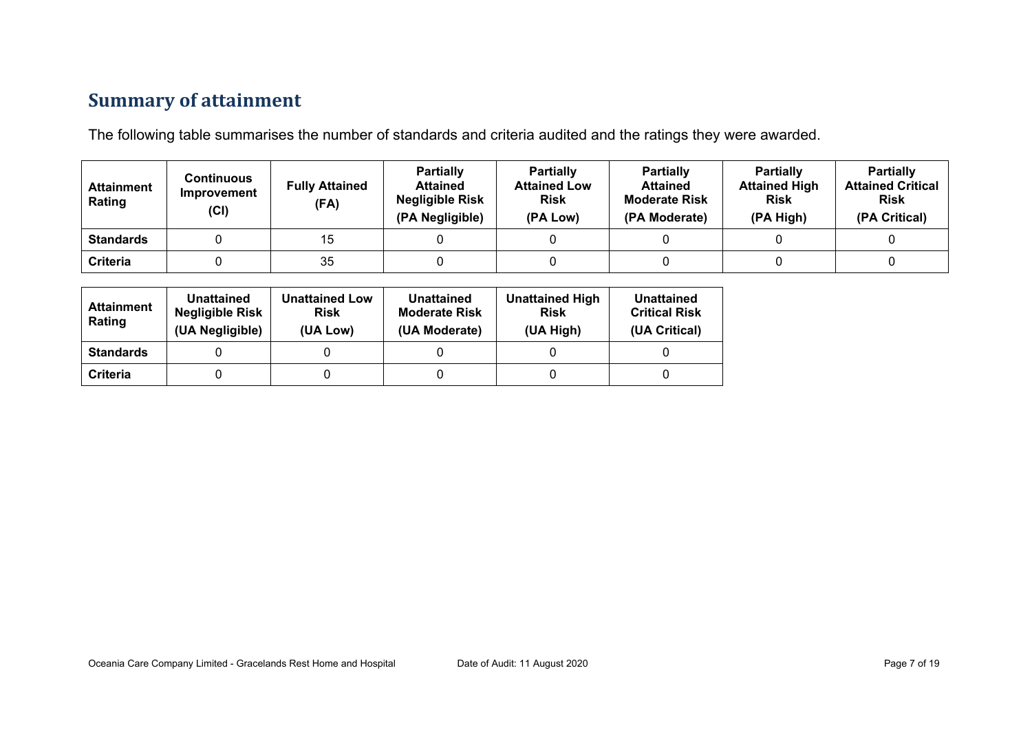## Summary of attainment

The following table summarises the number of standards and criteria audited and the ratings they were awarded.

| Attainment Rating | Continuous Improvement (CI) | Fully Attained (FA) | Partially Attained Negligible Risk (PA Negligible) | Partially Attained Low Risk (PA Low) | Partially Attained Moderate Risk (PA Moderate) | Partially Attained High Risk (PA High) | Partially Attained Critical Risk (PA Critical) |
|---|---|---|---|---|---|---|---|
| **Standards** | 0 | 15 | 0 | 0 | 0 | 0 | 0 |
| **Criteria** | 0 | 35 | 0 | 0 | 0 | 0 | 0 |

| Attainment Rating | Unattained Negligible Risk (UA Negligible) | Unattained Low Risk (UA Low) | Unattained Moderate Risk (UA Moderate) | Unattained High Risk (UA High) | Unattained Critical Risk (UA Critical) |
|---|---|---|---|---|---|
| **Standards** | 0 | 0 | 0 | 0 | 0 |
| **Criteria** | 0 | 0 | 0 | 0 | 0 |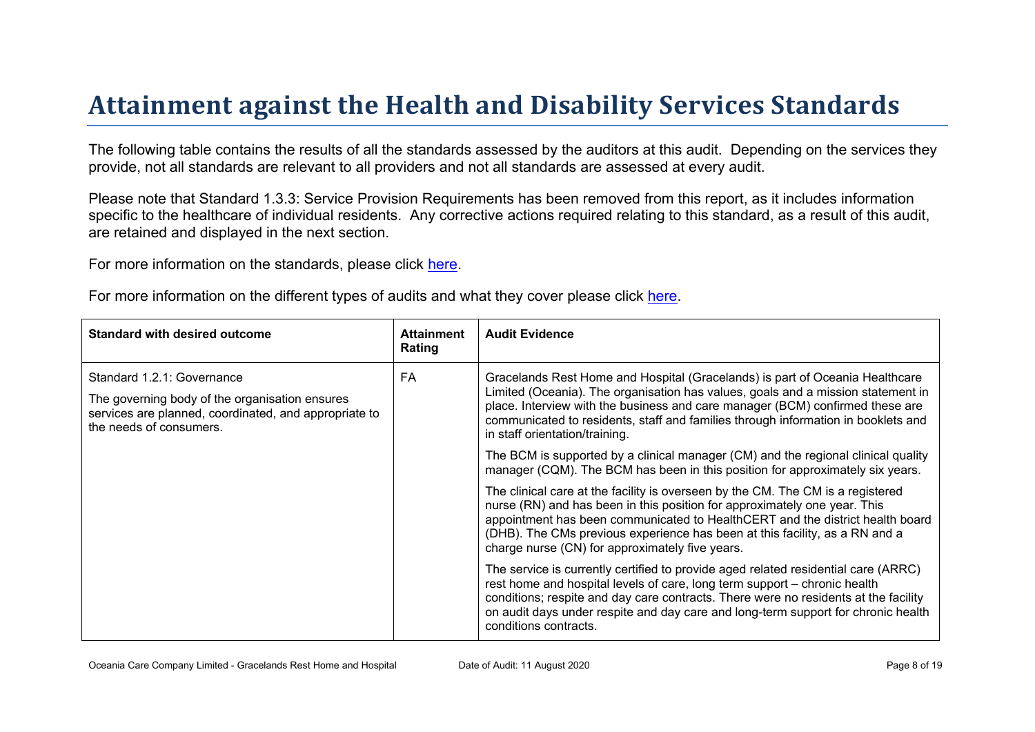# Attainment against the Health and Disability Services Standards

The following table contains the results of all the standards assessed by the auditors at this audit. Depending on the services they provide, not all standards are relevant to all providers and not all standards are assessed at every audit.

Please note that Standard 1.3.3: Service Provision Requirements has been removed from this report, as it includes information specific to the healthcare of individual residents. Any corrective actions required relating to this standard, as a result of this audit, are retained and displayed in the next section.

For more information on the standards, please click here.

For more information on the different types of audits and what they cover please click here.

| Standard with desired outcome | Attainment Rating | Audit Evidence |
| --- | --- | --- |
| Standard 1.2.1: Governance<br><br>The governing body of the organisation ensures services are planned, coordinated, and appropriate to the needs of consumers. | FA | Gracelands Rest Home and Hospital (Gracelands) is part of Oceania Healthcare Limited (Oceania). The organisation has values, goals and a mission statement in place. Interview with the business and care manager (BCM) confirmed these are communicated to residents, staff and families through information in booklets and in staff orientation/training.<br><br>The BCM is supported by a clinical manager (CM) and the regional clinical quality manager (CQM). The BCM has been in this position for approximately six years.<br><br>The clinical care at the facility is overseen by the CM. The CM is a registered nurse (RN) and has been in this position for approximately one year. This appointment has been communicated to HealthCERT and the district health board (DHB). The CMs previous experience has been at this facility, as a RN and a charge nurse (CN) for approximately five years.<br><br>The service is currently certified to provide aged related residential care (ARRC) rest home and hospital levels of care, long term support – chronic health conditions; respite and day care contracts. There were no residents at the facility on audit days under respite and day care and long-term support for chronic health conditions contracts. |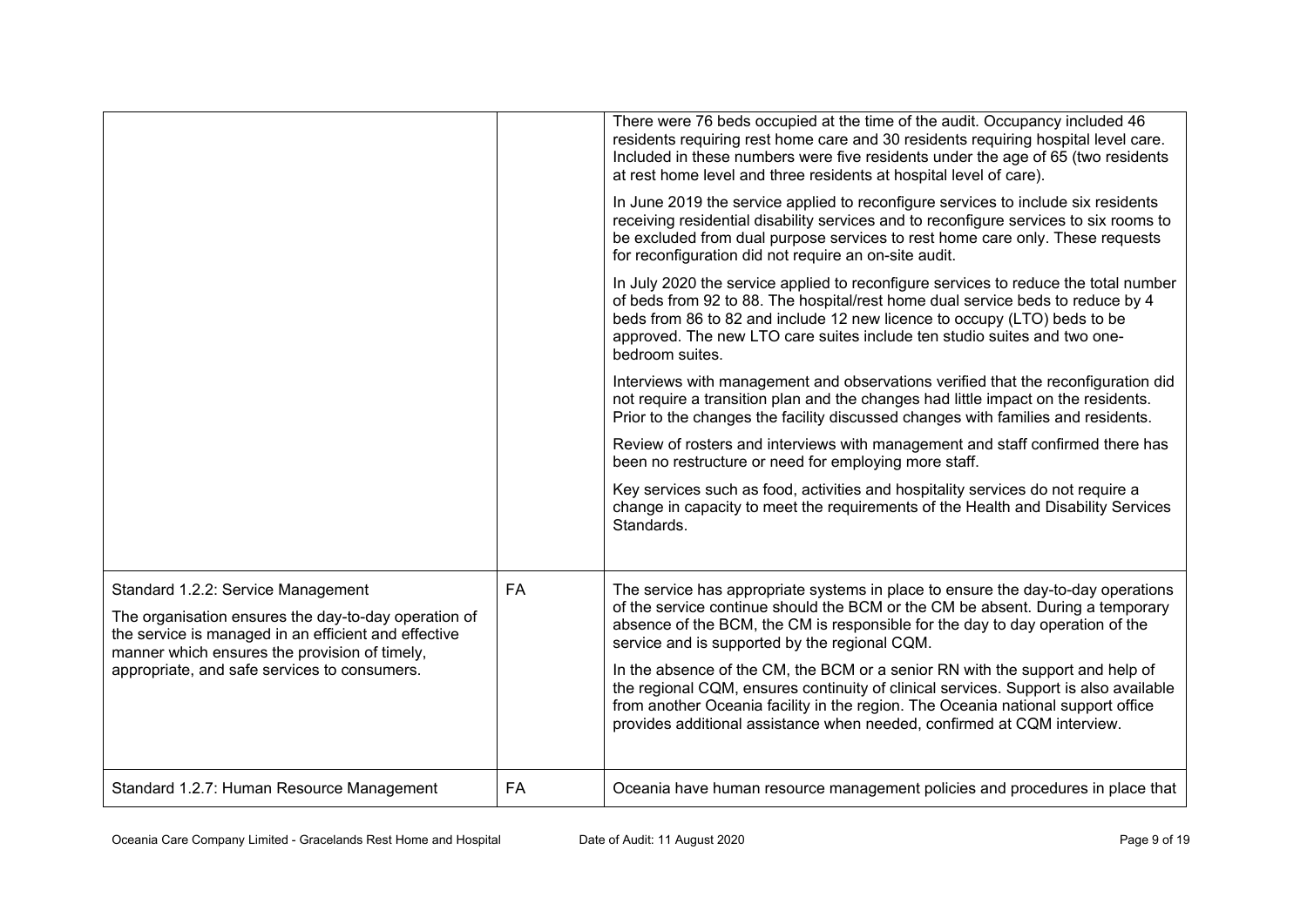| | | |
|---|---|---|
| | | There were 76 beds occupied at the time of the audit. Occupancy included 46 residents requiring rest home care and 30 residents requiring hospital level care. Included in these numbers were five residents under the age of 65 (two residents at rest home level and three residents at hospital level of care).<br><br>In June 2019 the service applied to reconfigure services to include six residents receiving residential disability services and to reconfigure services to six rooms to be excluded from dual purpose services to rest home care only. These requests for reconfiguration did not require an on-site audit.<br><br>In July 2020 the service applied to reconfigure services to reduce the total number of beds from 92 to 88. The hospital/rest home dual service beds to reduce by 4 beds from 86 to 82 and include 12 new licence to occupy (LTO) beds to be approved. The new LTO care suites include ten studio suites and two one-bedroom suites.<br><br>Interviews with management and observations verified that the reconfiguration did not require a transition plan and the changes had little impact on the residents. Prior to the changes the facility discussed changes with families and residents.<br><br>Review of rosters and interviews with management and staff confirmed there has been no restructure or need for employing more staff.<br><br>Key services such as food, activities and hospitality services do not require a change in capacity to meet the requirements of the Health and Disability Services Standards. |
| Standard 1.2.2: Service Management<br><br>The organisation ensures the day-to-day operation of the service is managed in an efficient and effective manner which ensures the provision of timely, appropriate, and safe services to consumers. | FA | The service has appropriate systems in place to ensure the day-to-day operations of the service continue should the BCM or the CM be absent. During a temporary absence of the BCM, the CM is responsible for the day to day operation of the service and is supported by the regional CQM.<br><br>In the absence of the CM, the BCM or a senior RN with the support and help of the regional CQM, ensures continuity of clinical services. Support is also available from another Oceania facility in the region. The Oceania national support office provides additional assistance when needed, confirmed at CQM interview. |
| Standard 1.2.7: Human Resource Management | FA | Oceania have human resource management policies and procedures in place that |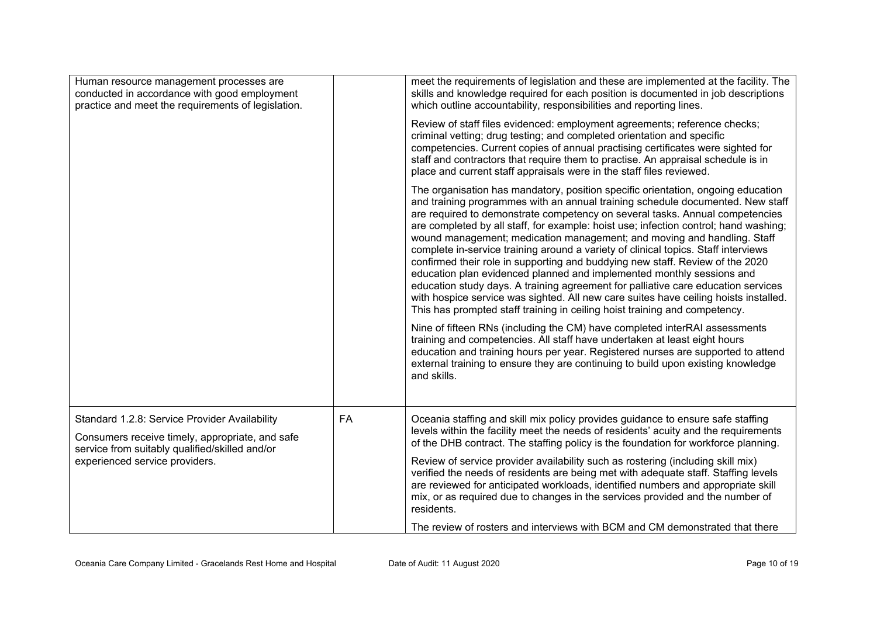| | | |
|---|---|---|
| Human resource management processes are conducted in accordance with good employment practice and meet the requirements of legislation. | | meet the requirements of legislation and these are implemented at the facility. The skills and knowledge required for each position is documented in job descriptions which outline accountability, responsibilities and reporting lines.<br><br>Review of staff files evidenced: employment agreements; reference checks; criminal vetting; drug testing; and completed orientation and specific competencies. Current copies of annual practising certificates were sighted for staff and contractors that require them to practise. An appraisal schedule is in place and current staff appraisals were in the staff files reviewed.<br><br>The organisation has mandatory, position specific orientation, ongoing education and training programmes with an annual training schedule documented. New staff are required to demonstrate competency on several tasks. Annual competencies are completed by all staff, for example: hoist use; infection control; hand washing; wound management; medication management; and moving and handling. Staff complete in-service training around a variety of clinical topics. Staff interviews confirmed their role in supporting and buddying new staff. Review of the 2020 education plan evidenced planned and implemented monthly sessions and education study days. A training agreement for palliative care education services with hospice service was sighted. All new care suites have ceiling hoists installed. This has prompted staff training in ceiling hoist training and competency.<br><br>Nine of fifteen RNs (including the CM) have completed interRAI assessments training and competencies. All staff have undertaken at least eight hours education and training hours per year. Registered nurses are supported to attend external training to ensure they are continuing to build upon existing knowledge and skills. |
| Standard 1.2.8: Service Provider Availability<br><br>Consumers receive timely, appropriate, and safe service from suitably qualified/skilled and/or experienced service providers. | FA | Oceania staffing and skill mix policy provides guidance to ensure safe staffing levels within the facility meet the needs of residents' acuity and the requirements of the DHB contract. The staffing policy is the foundation for workforce planning.<br><br>Review of service provider availability such as rostering (including skill mix) verified the needs of residents are being met with adequate staff. Staffing levels are reviewed for anticipated workloads, identified numbers and appropriate skill mix, or as required due to changes in the services provided and the number of residents.<br><br>The review of rosters and interviews with BCM and CM demonstrated that there |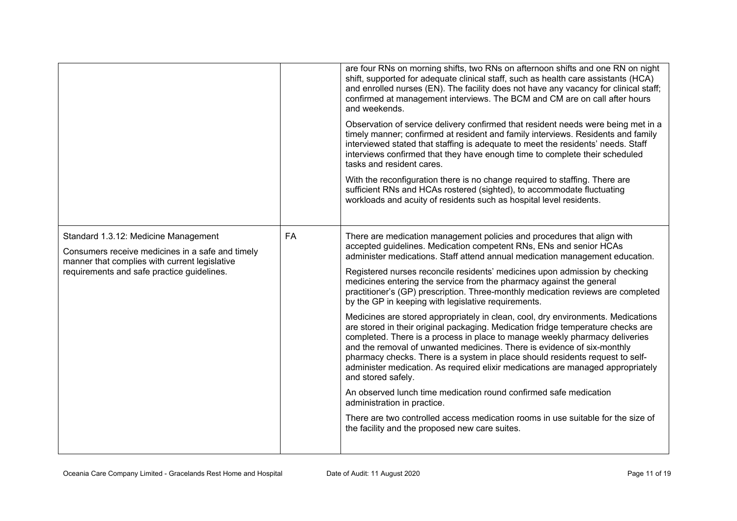| | | |
|---|---|---|
| | | are four RNs on morning shifts, two RNs on afternoon shifts and one RN on night shift, supported for adequate clinical staff, such as health care assistants (HCA) and enrolled nurses (EN). The facility does not have any vacancy for clinical staff; confirmed at management interviews. The BCM and CM are on call after hours and weekends.<br><br>Observation of service delivery confirmed that resident needs were being met in a timely manner; confirmed at resident and family interviews. Residents and family interviewed stated that staffing is adequate to meet the residents' needs. Staff interviews confirmed that they have enough time to complete their scheduled tasks and resident cares.<br><br>With the reconfiguration there is no change required to staffing. There are sufficient RNs and HCAs rostered (sighted), to accommodate fluctuating workloads and acuity of residents such as hospital level residents. |
| Standard 1.3.12: Medicine Management<br><br>Consumers receive medicines in a safe and timely manner that complies with current legislative requirements and safe practice guidelines. | FA | There are medication management policies and procedures that align with accepted guidelines. Medication competent RNs, ENs and senior HCAs administer medications. Staff attend annual medication management education.<br><br>Registered nurses reconcile residents' medicines upon admission by checking medicines entering the service from the pharmacy against the general practitioner's (GP) prescription. Three-monthly medication reviews are completed by the GP in keeping with legislative requirements.<br><br>Medicines are stored appropriately in clean, cool, dry environments. Medications are stored in their original packaging. Medication fridge temperature checks are completed. There is a process in place to manage weekly pharmacy deliveries and the removal of unwanted medicines. There is evidence of six-monthly pharmacy checks. There is a system in place should residents request to self-administer medication. As required elixir medications are managed appropriately and stored safely.<br><br>An observed lunch time medication round confirmed safe medication administration in practice.<br><br>There are two controlled access medication rooms in use suitable for the size of the facility and the proposed new care suites. |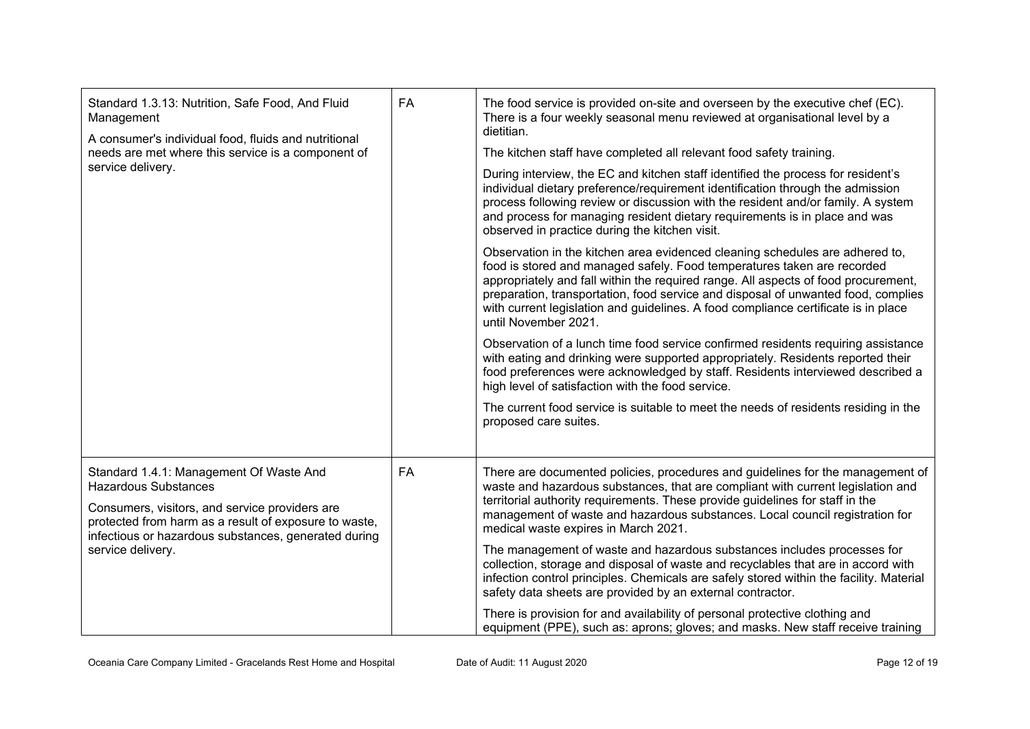| Standard | Rating | Evidence |
| --- | --- | --- |
| Standard 1.3.13: Nutrition, Safe Food, And Fluid Management<br><br>A consumer's individual food, fluids and nutritional needs are met where this service is a component of service delivery. | FA | The food service is provided on-site and overseen by the executive chef (EC). There is a four weekly seasonal menu reviewed at organisational level by a dietitian.<br><br>The kitchen staff have completed all relevant food safety training.<br><br>During interview, the EC and kitchen staff identified the process for resident's individual dietary preference/requirement identification through the admission process following review or discussion with the resident and/or family. A system and process for managing resident dietary requirements is in place and was observed in practice during the kitchen visit.<br><br>Observation in the kitchen area evidenced cleaning schedules are adhered to, food is stored and managed safely. Food temperatures taken are recorded appropriately and fall within the required range. All aspects of food procurement, preparation, transportation, food service and disposal of unwanted food, complies with current legislation and guidelines. A food compliance certificate is in place until November 2021.<br><br>Observation of a lunch time food service confirmed residents requiring assistance with eating and drinking were supported appropriately. Residents reported their food preferences were acknowledged by staff. Residents interviewed described a high level of satisfaction with the food service.<br><br>The current food service is suitable to meet the needs of residents residing in the proposed care suites. |
| Standard 1.4.1: Management Of Waste And Hazardous Substances<br><br>Consumers, visitors, and service providers are protected from harm as a result of exposure to waste, infectious or hazardous substances, generated during service delivery. | FA | There are documented policies, procedures and guidelines for the management of waste and hazardous substances, that are compliant with current legislation and territorial authority requirements. These provide guidelines for staff in the management of waste and hazardous substances. Local council registration for medical waste expires in March 2021.<br><br>The management of waste and hazardous substances includes processes for collection, storage and disposal of waste and recyclables that are in accord with infection control principles. Chemicals are safely stored within the facility. Material safety data sheets are provided by an external contractor.<br><br>There is provision for and availability of personal protective clothing and equipment (PPE), such as: aprons; gloves; and masks. New staff receive training |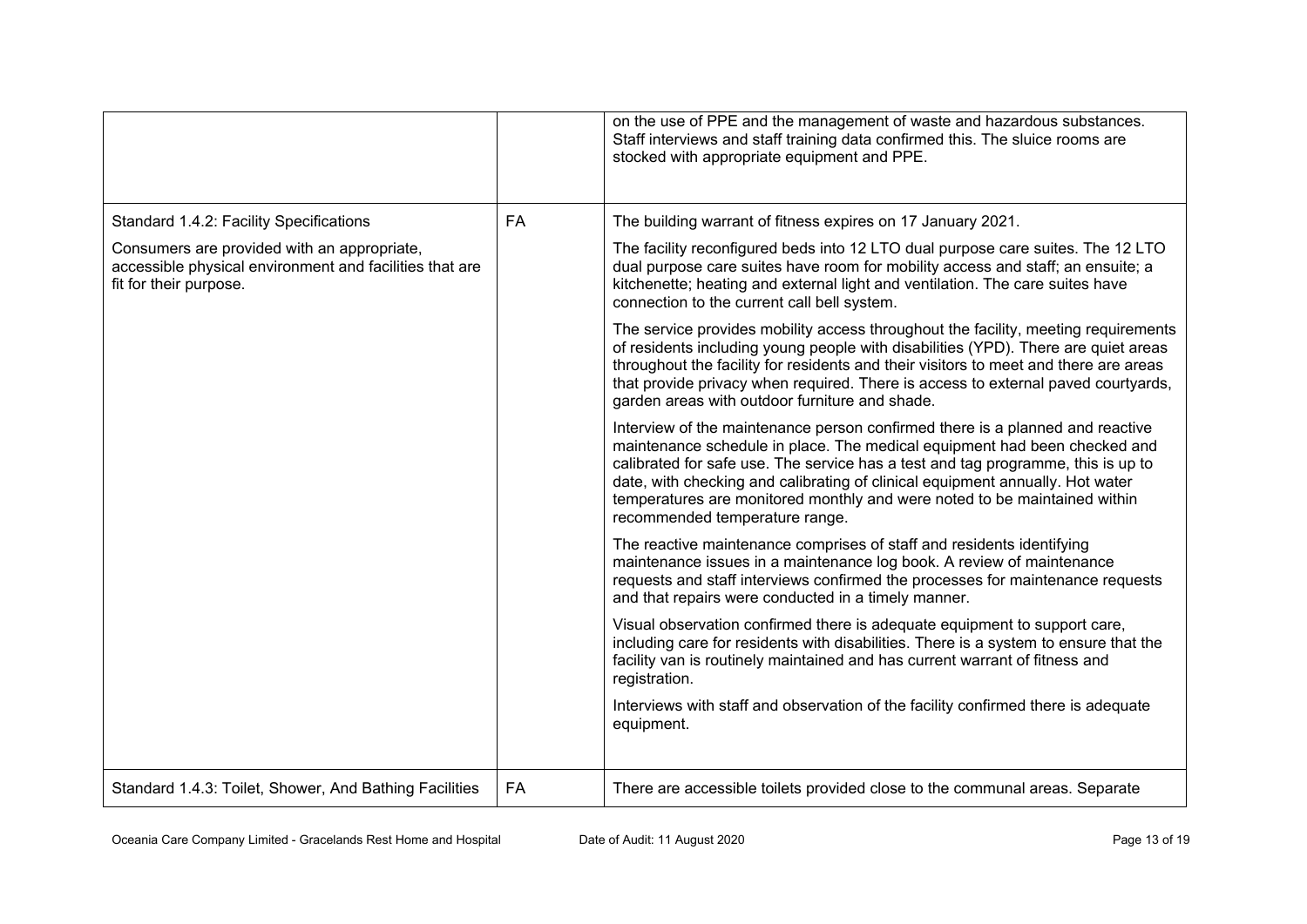| | | |
|---|---|---|
| | | on the use of PPE and the management of waste and hazardous substances. Staff interviews and staff training data confirmed this. The sluice rooms are stocked with appropriate equipment and PPE. |
| Standard 1.4.2: Facility Specifications<br><br>Consumers are provided with an appropriate, accessible physical environment and facilities that are fit for their purpose. | FA | The building warrant of fitness expires on 17 January 2021.<br><br>The facility reconfigured beds into 12 LTO dual purpose care suites. The 12 LTO dual purpose care suites have room for mobility access and staff; an ensuite; a kitchenette; heating and external light and ventilation. The care suites have connection to the current call bell system.<br><br>The service provides mobility access throughout the facility, meeting requirements of residents including young people with disabilities (YPD). There are quiet areas throughout the facility for residents and their visitors to meet and there are areas that provide privacy when required. There is access to external paved courtyards, garden areas with outdoor furniture and shade.<br><br>Interview of the maintenance person confirmed there is a planned and reactive maintenance schedule in place. The medical equipment had been checked and calibrated for safe use. The service has a test and tag programme, this is up to date, with checking and calibrating of clinical equipment annually. Hot water temperatures are monitored monthly and were noted to be maintained within recommended temperature range.<br><br>The reactive maintenance comprises of staff and residents identifying maintenance issues in a maintenance log book. A review of maintenance requests and staff interviews confirmed the processes for maintenance requests and that repairs were conducted in a timely manner.<br><br>Visual observation confirmed there is adequate equipment to support care, including care for residents with disabilities. There is a system to ensure that the facility van is routinely maintained and has current warrant of fitness and registration.<br><br>Interviews with staff and observation of the facility confirmed there is adequate equipment. |
| Standard 1.4.3: Toilet, Shower, And Bathing Facilities | FA | There are accessible toilets provided close to the communal areas. Separate |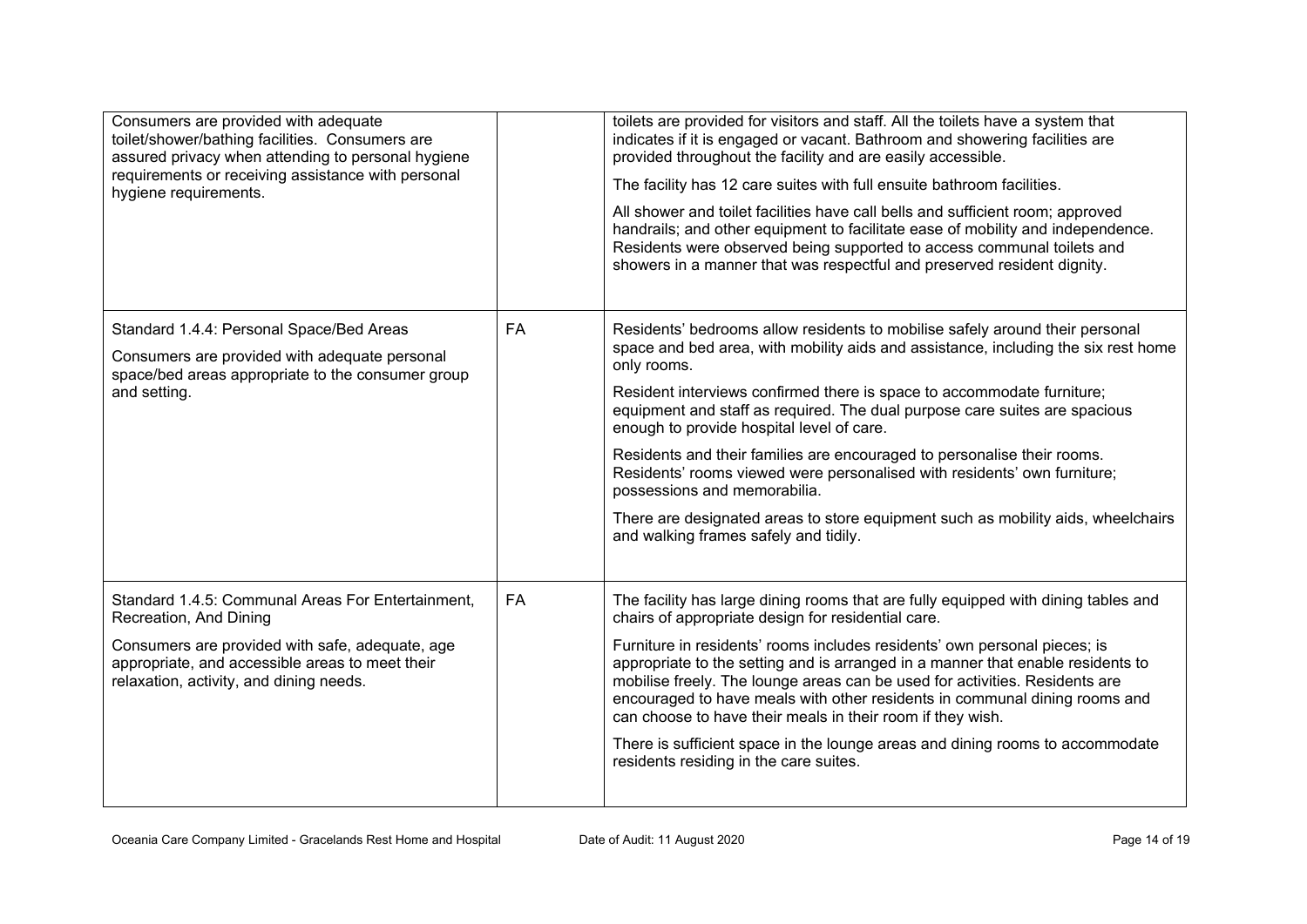| | | |
|---|---|---|
| Consumers are provided with adequate toilet/shower/bathing facilities. Consumers are assured privacy when attending to personal hygiene requirements or receiving assistance with personal hygiene requirements. | | toilets are provided for visitors and staff. All the toilets have a system that indicates if it is engaged or vacant. Bathroom and showering facilities are provided throughout the facility and are easily accessible.<br><br>The facility has 12 care suites with full ensuite bathroom facilities.<br><br>All shower and toilet facilities have call bells and sufficient room; approved handrails; and other equipment to facilitate ease of mobility and independence. Residents were observed being supported to access communal toilets and showers in a manner that was respectful and preserved resident dignity. |
| Standard 1.4.4: Personal Space/Bed Areas<br><br>Consumers are provided with adequate personal space/bed areas appropriate to the consumer group and setting. | FA | Residents' bedrooms allow residents to mobilise safely around their personal space and bed area, with mobility aids and assistance, including the six rest home only rooms.<br><br>Resident interviews confirmed there is space to accommodate furniture; equipment and staff as required. The dual purpose care suites are spacious enough to provide hospital level of care.<br><br>Residents and their families are encouraged to personalise their rooms. Residents' rooms viewed were personalised with residents' own furniture; possessions and memorabilia.<br><br>There are designated areas to store equipment such as mobility aids, wheelchairs and walking frames safely and tidily. |
| Standard 1.4.5: Communal Areas For Entertainment, Recreation, And Dining<br><br>Consumers are provided with safe, adequate, age appropriate, and accessible areas to meet their relaxation, activity, and dining needs. | FA | The facility has large dining rooms that are fully equipped with dining tables and chairs of appropriate design for residential care.<br><br>Furniture in residents' rooms includes residents' own personal pieces; is appropriate to the setting and is arranged in a manner that enable residents to mobilise freely. The lounge areas can be used for activities. Residents are encouraged to have meals with other residents in communal dining rooms and can choose to have their meals in their room if they wish.<br><br>There is sufficient space in the lounge areas and dining rooms to accommodate residents residing in the care suites. |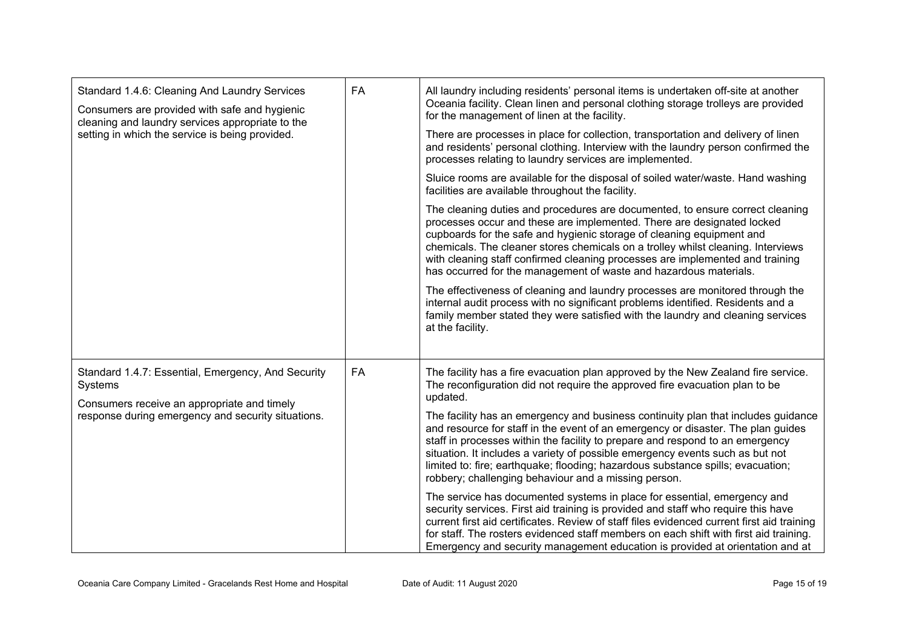| | | |
|---|---|---|
| Standard 1.4.6: Cleaning And Laundry Services<br>Consumers are provided with safe and hygienic cleaning and laundry services appropriate to the setting in which the service is being provided. | FA | All laundry including residents' personal items is undertaken off-site at another Oceania facility. Clean linen and personal clothing storage trolleys are provided for the management of linen at the facility.<br>There are processes in place for collection, transportation and delivery of linen and residents' personal clothing. Interview with the laundry person confirmed the processes relating to laundry services are implemented.<br>Sluice rooms are available for the disposal of soiled water/waste. Hand washing facilities are available throughout the facility.<br>The cleaning duties and procedures are documented, to ensure correct cleaning processes occur and these are implemented. There are designated locked cupboards for the safe and hygienic storage of cleaning equipment and chemicals. The cleaner stores chemicals on a trolley whilst cleaning. Interviews with cleaning staff confirmed cleaning processes are implemented and training has occurred for the management of waste and hazardous materials.<br>The effectiveness of cleaning and laundry processes are monitored through the internal audit process with no significant problems identified. Residents and a family member stated they were satisfied with the laundry and cleaning services at the facility. |
| Standard 1.4.7: Essential, Emergency, And Security Systems<br>Consumers receive an appropriate and timely response during emergency and security situations. | FA | The facility has a fire evacuation plan approved by the New Zealand fire service. The reconfiguration did not require the approved fire evacuation plan to be updated.<br>The facility has an emergency and business continuity plan that includes guidance and resource for staff in the event of an emergency or disaster. The plan guides staff in processes within the facility to prepare and respond to an emergency situation. It includes a variety of possible emergency events such as but not limited to: fire; earthquake; flooding; hazardous substance spills; evacuation; robbery; challenging behaviour and a missing person.<br>The service has documented systems in place for essential, emergency and security services. First aid training is provided and staff who require this have current first aid certificates. Review of staff files evidenced current first aid training for staff. The rosters evidenced staff members on each shift with first aid training. Emergency and security management education is provided at orientation and at |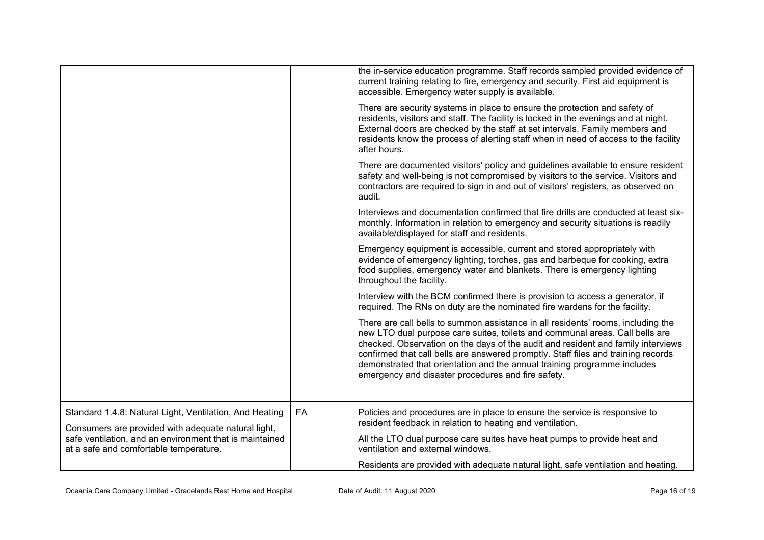| | | |
|---|---|---|
| | | the in-service education programme. Staff records sampled provided evidence of current training relating to fire, emergency and security. First aid equipment is accessible. Emergency water supply is available.<br><br>There are security systems in place to ensure the protection and safety of residents, visitors and staff. The facility is locked in the evenings and at night. External doors are checked by the staff at set intervals. Family members and residents know the process of alerting staff when in need of access to the facility after hours.<br><br>There are documented visitors' policy and guidelines available to ensure resident safety and well-being is not compromised by visitors to the service. Visitors and contractors are required to sign in and out of visitors' registers, as observed on audit.<br><br>Interviews and documentation confirmed that fire drills are conducted at least six-monthly. Information in relation to emergency and security situations is readily available/displayed for staff and residents.<br><br>Emergency equipment is accessible, current and stored appropriately with evidence of emergency lighting, torches, gas and barbeque for cooking, extra food supplies, emergency water and blankets. There is emergency lighting throughout the facility.<br><br>Interview with the BCM confirmed there is provision to access a generator, if required. The RNs on duty are the nominated fire wardens for the facility.<br><br>There are call bells to summon assistance in all residents' rooms, including the new LTO dual purpose care suites, toilets and communal areas. Call bells are checked. Observation on the days of the audit and resident and family interviews confirmed that call bells are answered promptly. Staff files and training records demonstrated that orientation and the annual training programme includes emergency and disaster procedures and fire safety. |
| Standard 1.4.8: Natural Light, Ventilation, And Heating<br><br>Consumers are provided with adequate natural light, safe ventilation, and an environment that is maintained at a safe and comfortable temperature. | FA | Policies and procedures are in place to ensure the service is responsive to resident feedback in relation to heating and ventilation.<br><br>All the LTO dual purpose care suites have heat pumps to provide heat and ventilation and external windows.<br><br>Residents are provided with adequate natural light, safe ventilation and heating. |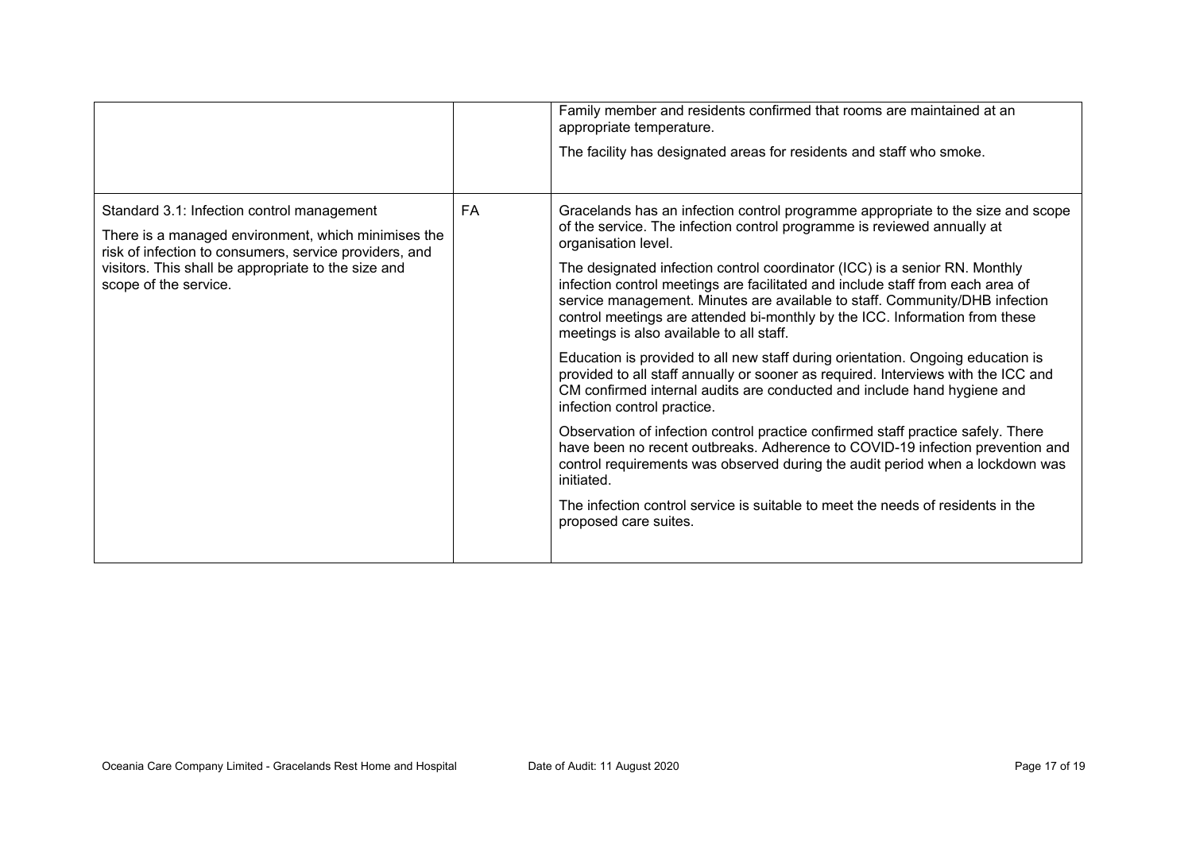| | | |
|---|---|---|
| | | Family member and residents confirmed that rooms are maintained at an appropriate temperature.<br><br>The facility has designated areas for residents and staff who smoke. |
| Standard 3.1: Infection control management<br><br>There is a managed environment, which minimises the risk of infection to consumers, service providers, and visitors. This shall be appropriate to the size and scope of the service. | FA | Gracelands has an infection control programme appropriate to the size and scope of the service. The infection control programme is reviewed annually at organisation level.<br><br>The designated infection control coordinator (ICC) is a senior RN. Monthly infection control meetings are facilitated and include staff from each area of service management. Minutes are available to staff. Community/DHB infection control meetings are attended bi-monthly by the ICC. Information from these meetings is also available to all staff.<br><br>Education is provided to all new staff during orientation. Ongoing education is provided to all staff annually or sooner as required. Interviews with the ICC and CM confirmed internal audits are conducted and include hand hygiene and infection control practice.<br><br>Observation of infection control practice confirmed staff practice safely. There have been no recent outbreaks. Adherence to COVID-19 infection prevention and control requirements was observed during the audit period when a lockdown was initiated.<br><br>The infection control service is suitable to meet the needs of residents in the proposed care suites. |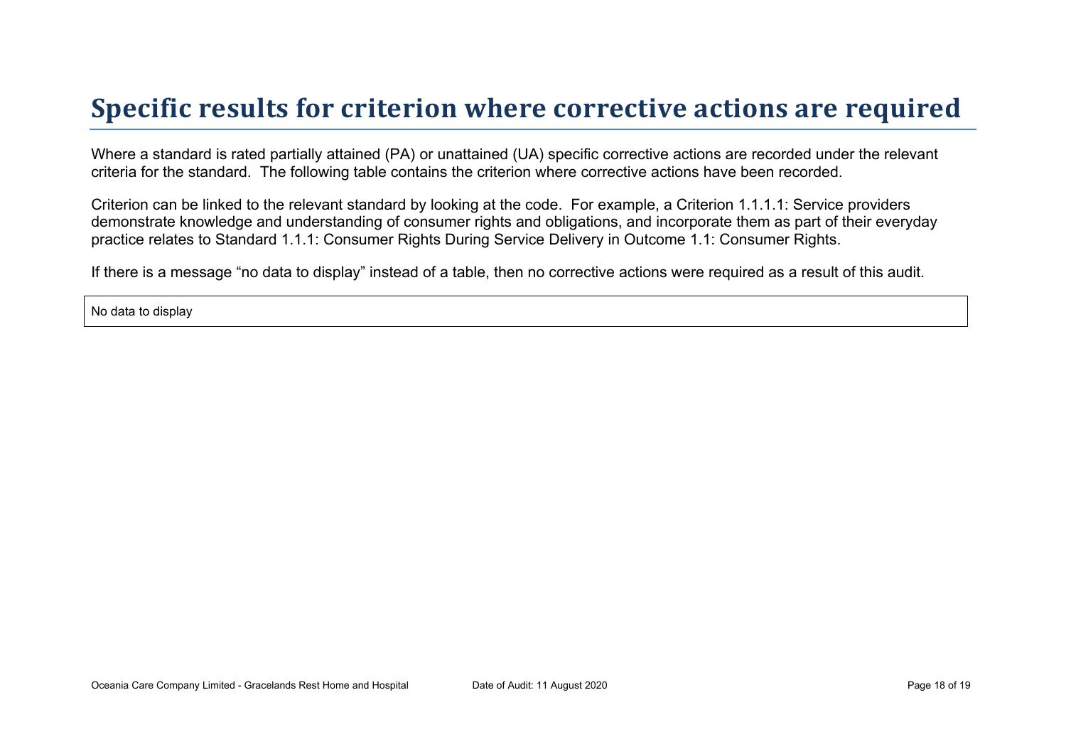# Specific results for criterion where corrective actions are required

Where a standard is rated partially attained (PA) or unattained (UA) specific corrective actions are recorded under the relevant criteria for the standard. The following table contains the criterion where corrective actions have been recorded.

Criterion can be linked to the relevant standard by looking at the code. For example, a Criterion 1.1.1.1: Service providers demonstrate knowledge and understanding of consumer rights and obligations, and incorporate them as part of their everyday practice relates to Standard 1.1.1: Consumer Rights During Service Delivery in Outcome 1.1: Consumer Rights.

If there is a message "no data to display" instead of a table, then no corrective actions were required as a result of this audit.

No data to display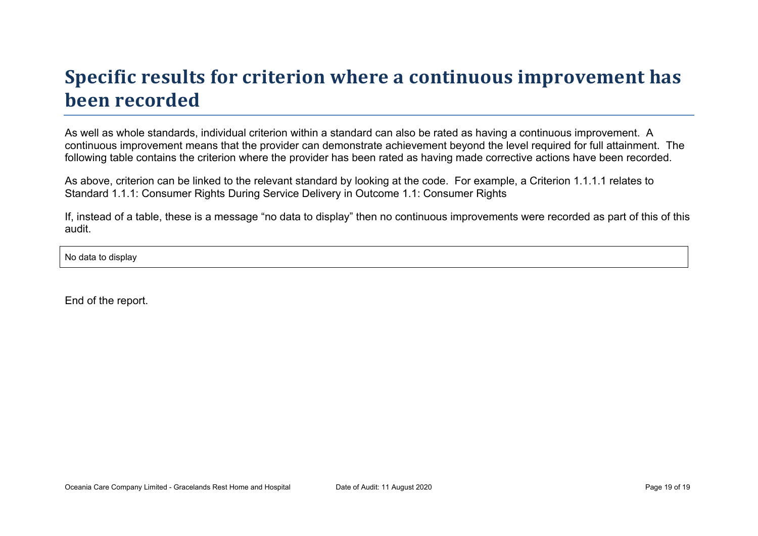# Specific results for criterion where a continuous improvement has been recorded

As well as whole standards, individual criterion within a standard can also be rated as having a continuous improvement. A continuous improvement means that the provider can demonstrate achievement beyond the level required for full attainment. The following table contains the criterion where the provider has been rated as having made corrective actions have been recorded.

As above, criterion can be linked to the relevant standard by looking at the code. For example, a Criterion 1.1.1.1 relates to Standard 1.1.1: Consumer Rights During Service Delivery in Outcome 1.1: Consumer Rights

If, instead of a table, these is a message "no data to display" then no continuous improvements were recorded as part of this of this audit.

| |
|---|
| No data to display |

End of the report.